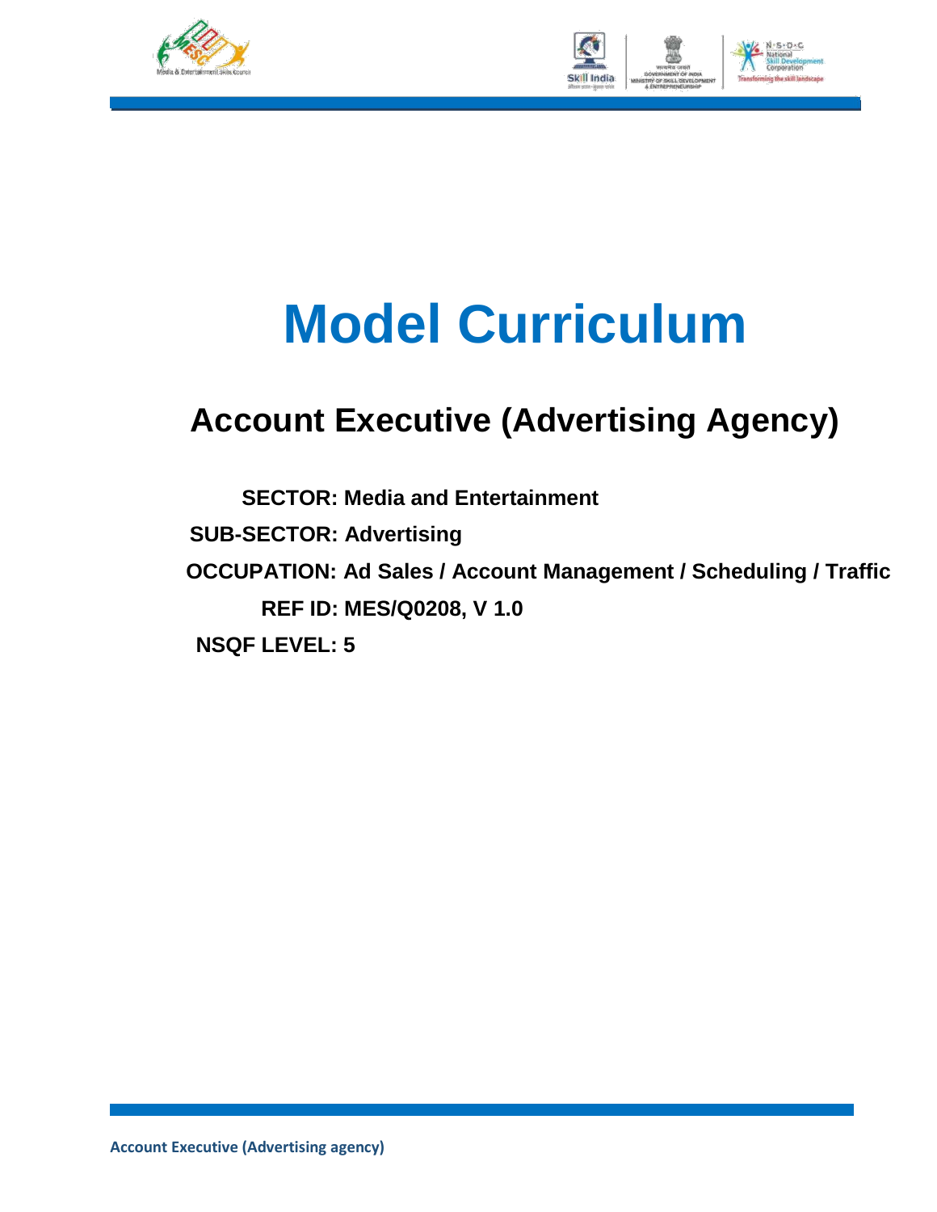# Model Curriculum

## Account Executive (Advertising Agency)

**SECTOR: Media and Entertainment**

**SUB-SECTOR: Advertising**

**OCCUPATION: Ad Sales / Account Management / Scheduling / Traffic**

**REF ID: MES/Q0208, V 1.0**

**NSQF LEVEL: 5**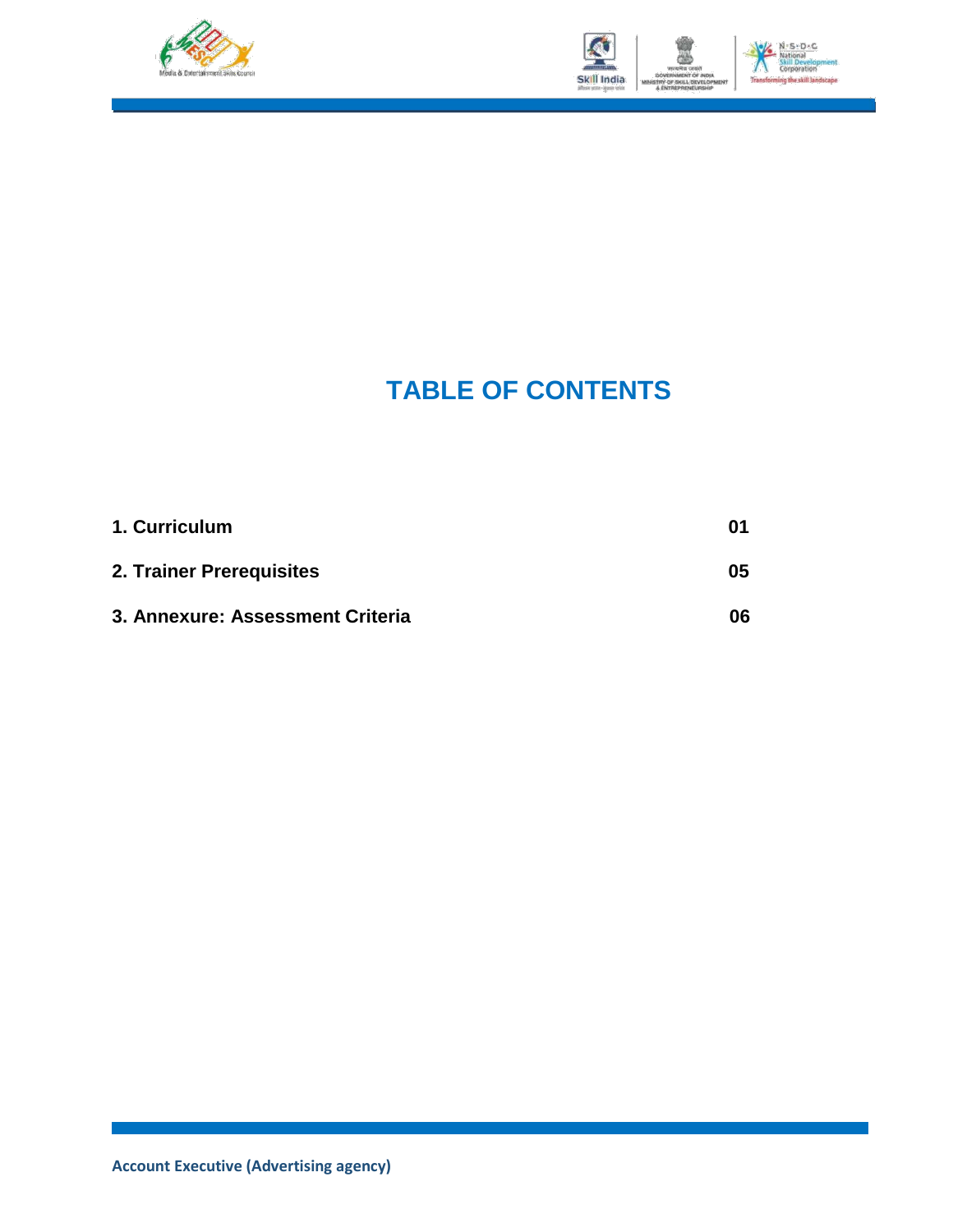# TABLE OF CONTENTS

| | |
|---|---|
| **1. Curriculum** | **01** |
| **2. Trainer Prerequisites** | **05** |
| **3. Annexure: Assessment Criteria** | **06** |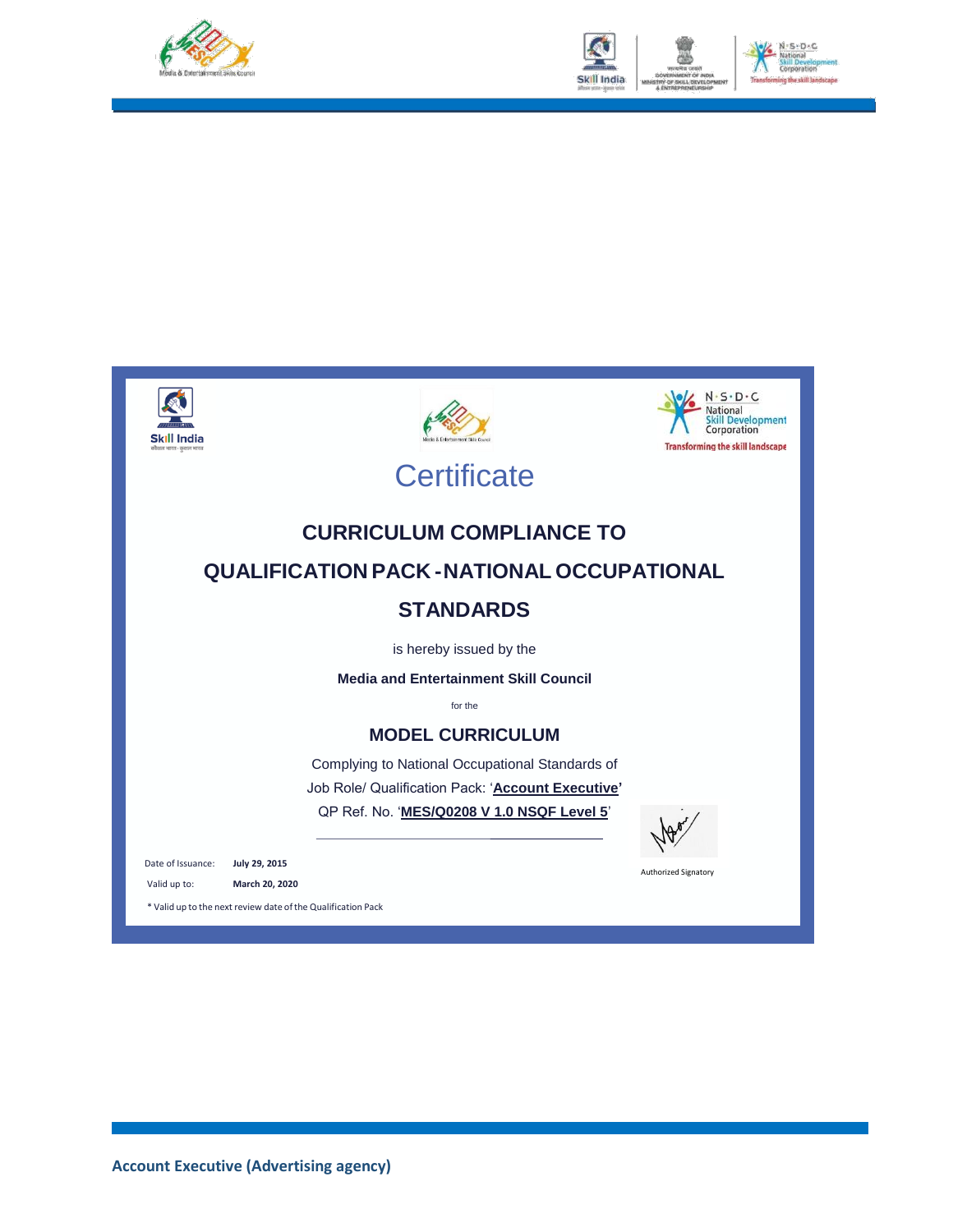# Certificate

## CURRICULUM COMPLIANCE TO QUALIFICATION PACK - NATIONAL OCCUPATIONAL STANDARDS

is hereby issued by the

**Media and Entertainment Skill Council**

for the

### MODEL CURRICULUM

Complying to National Occupational Standards of

Job Role/ Qualification Pack: '**Account Executive**'

QP Ref. No. '**MES/Q0208 V 1.0 NSQF Level 5**'

Authorized Signatory

Date of Issuance: **July 29, 2015**

Valid up to: **March 20, 2020**

* Valid up to the next review date of the Qualification Pack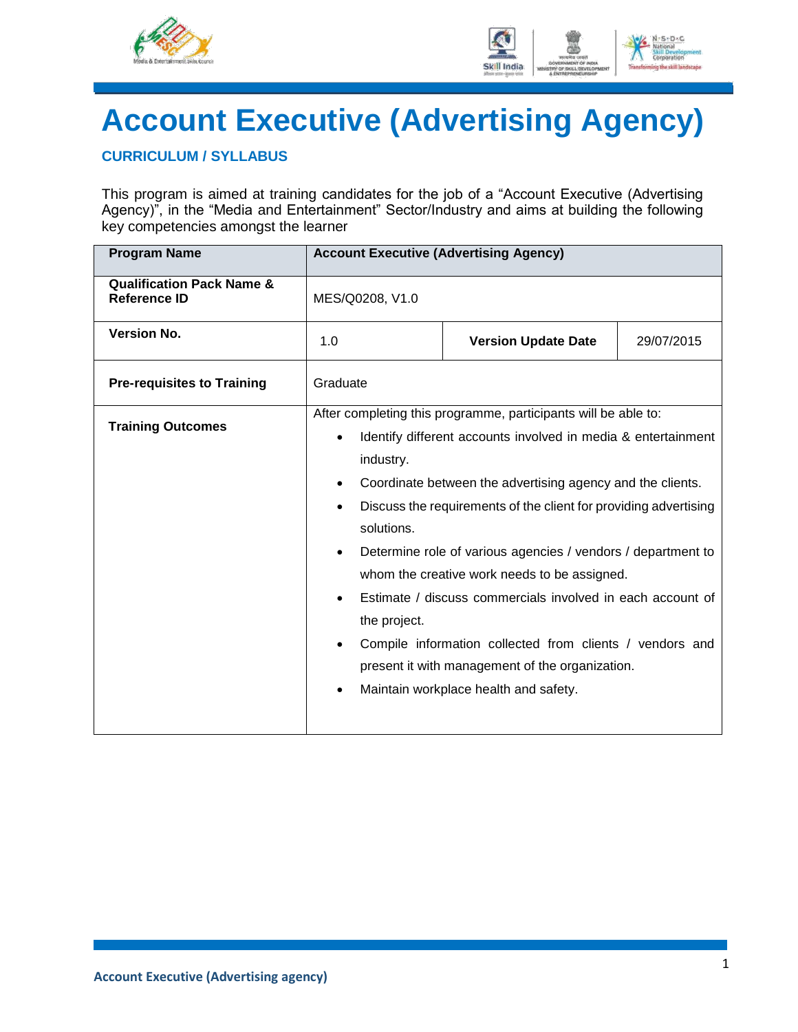# Account Executive (Advertising Agency)

## CURRICULUM / SYLLABUS

This program is aimed at training candidates for the job of a "Account Executive (Advertising Agency)", in the "Media and Entertainment" Sector/Industry and aims at building the following key competencies amongst the learner

| **Program Name** | **Account Executive (Advertising Agency)** | | |
|---|---|---|---|
| **Qualification Pack Name & Reference ID** | MES/Q0208, V1.0 | | |
| **Version No.** | 1.0 | **Version Update Date** | 29/07/2015 |
| **Pre-requisites to Training** | Graduate | | |
| **Training Outcomes** | After completing this programme, participants will be able to:<br>• Identify different accounts involved in media & entertainment industry.<br>• Coordinate between the advertising agency and the clients.<br>• Discuss the requirements of the client for providing advertising solutions.<br>• Determine role of various agencies / vendors / department to whom the creative work needs to be assigned.<br>• Estimate / discuss commercials involved in each account of the project.<br>• Compile information collected from clients / vendors and present it with management of the organization.<br>• Maintain workplace health and safety. | | |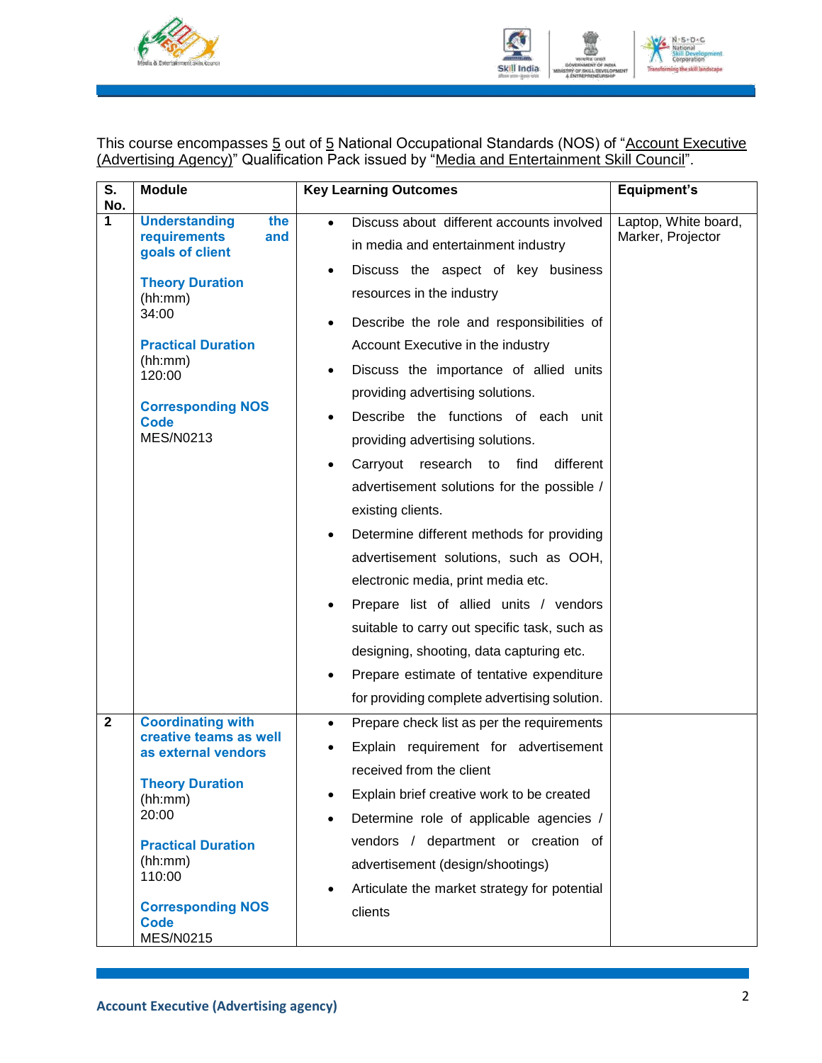This course encompasses 5 out of 5 National Occupational Standards (NOS) of "Account Executive (Advertising Agency)" Qualification Pack issued by "Media and Entertainment Skill Council".

| S. No. | Module | Key Learning Outcomes | Equipment's |
|---|---|---|---|
| 1 | **Understanding the requirements and goals of client**<br><br>**Theory Duration** (hh:mm)<br>34:00<br><br>**Practical Duration** (hh:mm)<br>120:00<br><br>**Corresponding NOS Code**<br>MES/N0213 | • Discuss about different accounts involved in media and entertainment industry<br>• Discuss the aspect of key business resources in the industry<br>• Describe the role and responsibilities of Account Executive in the industry<br>• Discuss the importance of allied units providing advertising solutions.<br>• Describe the functions of each unit providing advertising solutions.<br>• Carryout research to find different advertisement solutions for the possible / existing clients.<br>• Determine different methods for providing advertisement solutions, such as OOH, electronic media, print media etc.<br>• Prepare list of allied units / vendors suitable to carry out specific task, such as designing, shooting, data capturing etc.<br>• Prepare estimate of tentative expenditure for providing complete advertising solution. | Laptop, White board, Marker, Projector |
| 2 | **Coordinating with creative teams as well as external vendors**<br><br>**Theory Duration** (hh:mm)<br>20:00<br><br>**Practical Duration** (hh:mm)<br>110:00<br><br>**Corresponding NOS Code**<br>MES/N0215 | • Prepare check list as per the requirements<br>• Explain requirement for advertisement received from the client<br>• Explain brief creative work to be created<br>• Determine role of applicable agencies / vendors / department or creation of advertisement (design/shootings)<br>• Articulate the market strategy for potential clients | |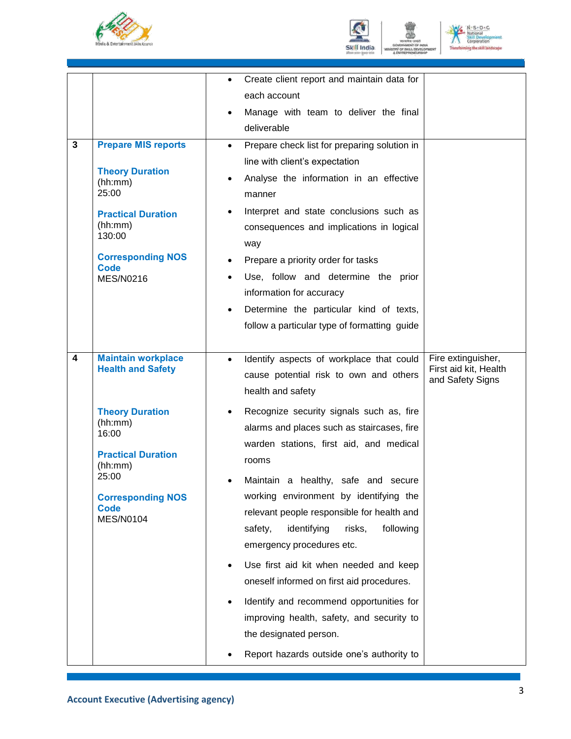| | | | |
|---|---|---|---|
| | | • Create client report and maintain data for each account<br>• Manage with team to deliver the final deliverable | |
| 3 | **Prepare MIS reports**<br><br>**Theory Duration** (hh:mm)<br>25:00<br><br>**Practical Duration** (hh:mm)<br>130:00<br><br>**Corresponding NOS Code**<br>MES/N0216 | • Prepare check list for preparing solution in line with client's expectation<br>• Analyse the information in an effective manner<br>• Interpret and state conclusions such as consequences and implications in logical way<br>• Prepare a priority order for tasks<br>• Use, follow and determine the prior information for accuracy<br>• Determine the particular kind of texts, follow a particular type of formatting guide | |
| 4 | **Maintain workplace Health and Safety**<br><br>**Theory Duration** (hh:mm)<br>16:00<br><br>**Practical Duration** (hh:mm)<br>25:00<br><br>**Corresponding NOS Code**<br>MES/N0104 | • Identify aspects of workplace that could cause potential risk to own and others health and safety<br>• Recognize security signals such as, fire alarms and places such as staircases, fire warden stations, first aid, and medical rooms<br>• Maintain a healthy, safe and secure working environment by identifying the relevant people responsible for health and safety, identifying risks, following emergency procedures etc.<br>• Use first aid kit when needed and keep oneself informed on first aid procedures.<br>• Identify and recommend opportunities for improving health, safety, and security to the designated person.<br>• Report hazards outside one's authority to | Fire extinguisher, First aid kit, Health and Safety Signs |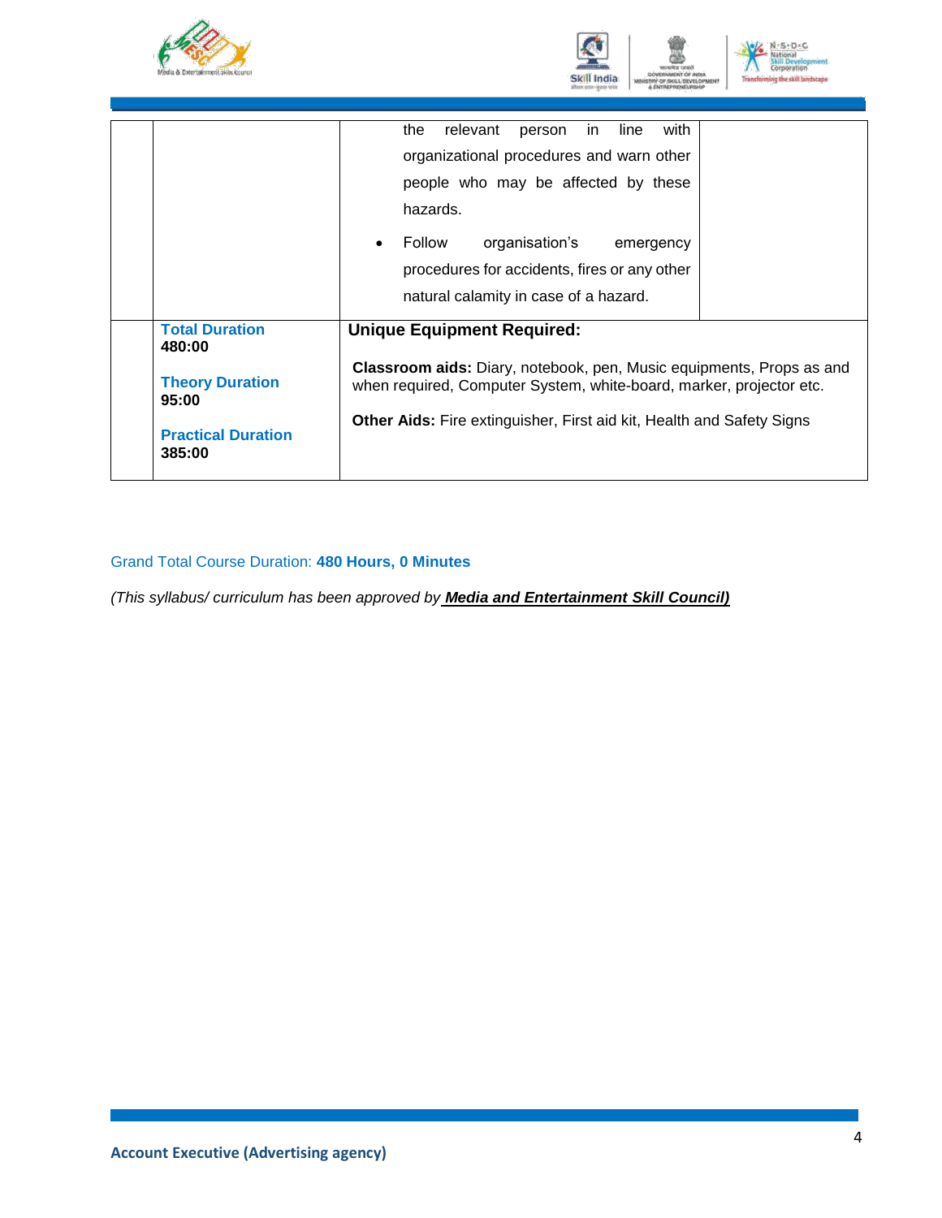| | | | |
|---|---|---|---|
| | | the relevant person in line with organizational procedures and warn other people who may be affected by these hazards.<br>• Follow organisation's emergency procedures for accidents, fires or any other natural calamity in case of a hazard. | |
| | **Total Duration**<br>**480:00**<br><br>**Theory Duration**<br>**95:00**<br><br>**Practical Duration**<br>**385:00** | **Unique Equipment Required:**<br><br>**Classroom aids:** Diary, notebook, pen, Music equipments, Props as and when required, Computer System, white-board, marker, projector etc.<br><br>**Other Aids:** Fire extinguisher, First aid kit, Health and Safety Signs | |

Grand Total Course Duration: **480 Hours, 0 Minutes**

*(This syllabus/ curriculum has been approved by **Media and Entertainment Skill Council)***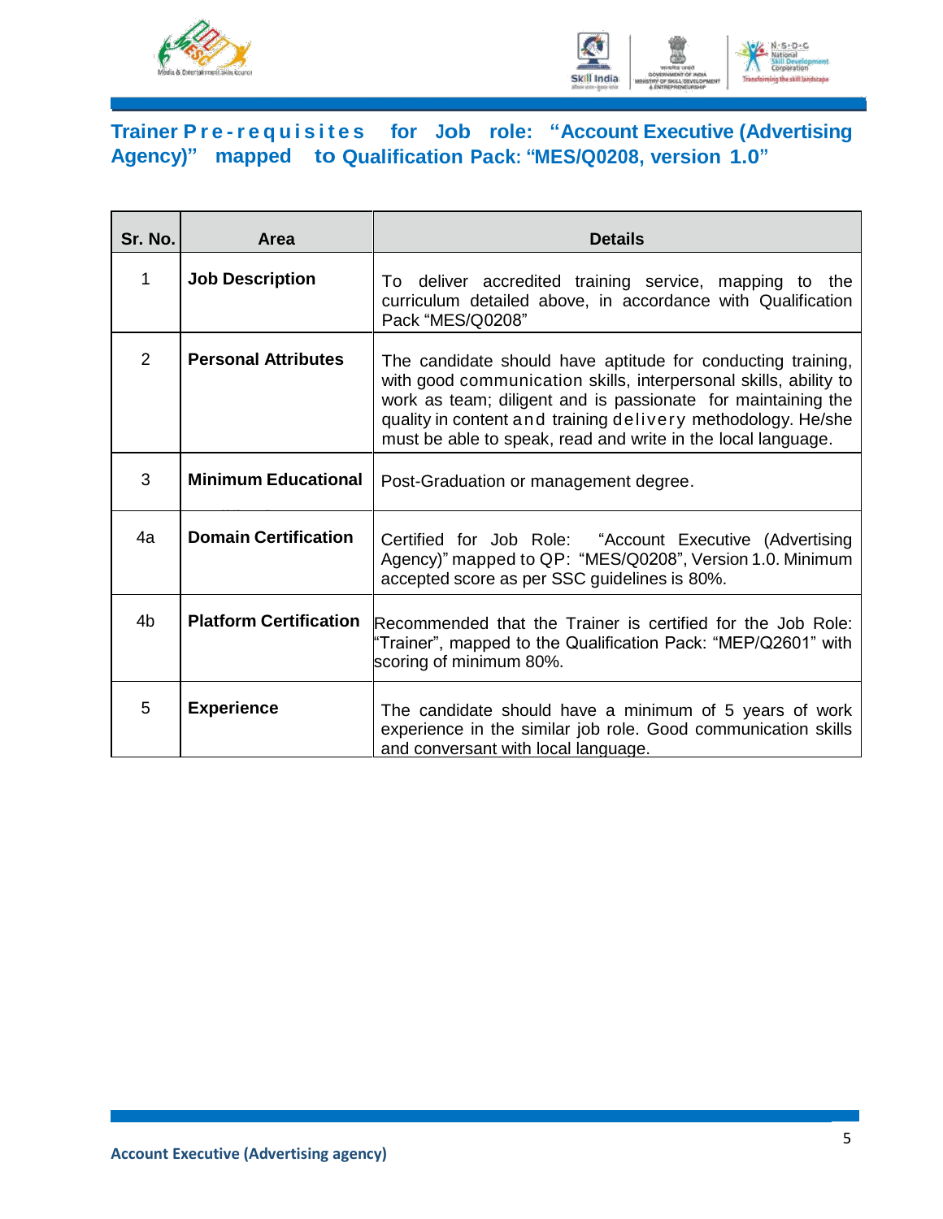## Trainer Pre-requisites for Job role: "Account Executive (Advertising Agency)" mapped to Qualification Pack: "MES/Q0208, version 1.0"

| Sr. No. | Area | Details |
|---|---|---|
| 1 | **Job Description** | To deliver accredited training service, mapping to the curriculum detailed above, in accordance with Qualification Pack "MES/Q0208" |
| 2 | **Personal Attributes** | The candidate should have aptitude for conducting training, with good communication skills, interpersonal skills, ability to work as team; diligent and is passionate for maintaining the quality in content and training delivery methodology. He/she must be able to speak, read and write in the local language. |
| 3 | **Minimum Educational** | Post-Graduation or management degree. |
| 4a | **Domain Certification** | Certified for Job Role: "Account Executive (Advertising Agency)" mapped to QP: "MES/Q0208", Version 1.0. Minimum accepted score as per SSC guidelines is 80%. |
| 4b | **Platform Certification** | Recommended that the Trainer is certified for the Job Role: "Trainer", mapped to the Qualification Pack: "MEP/Q2601" with scoring of minimum 80%. |
| 5 | **Experience** | The candidate should have a minimum of 5 years of work experience in the similar job role. Good communication skills and conversant with local language. |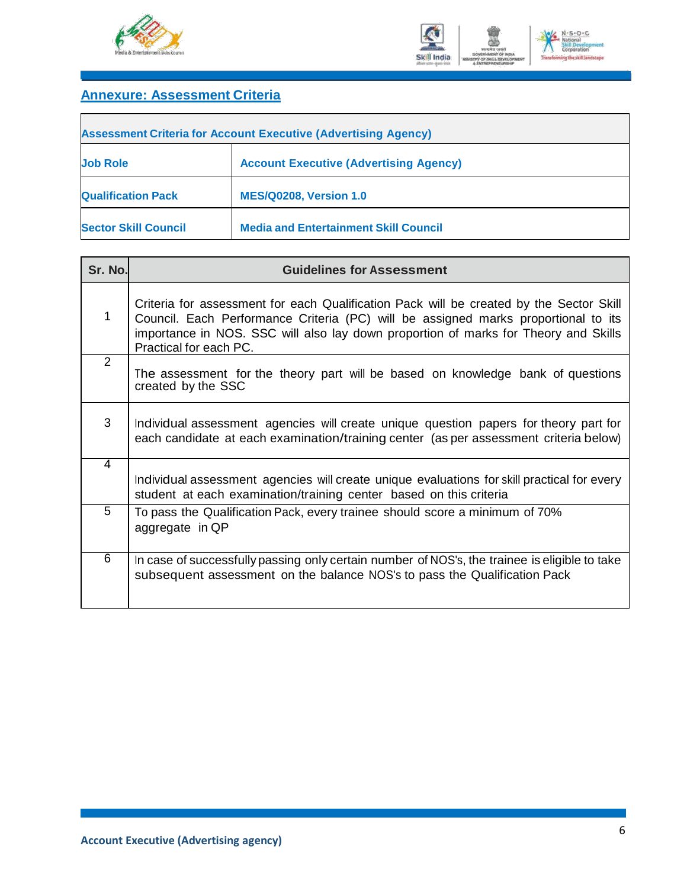## Annexure: Assessment Criteria

| Assessment Criteria for Account Executive (Advertising Agency) | |
|---|---|
| **Job Role** | **Account Executive (Advertising Agency)** |
| **Qualification Pack** | **MES/Q0208, Version 1.0** |
| **Sector Skill Council** | **Media and Entertainment Skill Council** |

| Sr. No. | Guidelines for Assessment |
|---|---|
| 1 | Criteria for assessment for each Qualification Pack will be created by the Sector Skill Council. Each Performance Criteria (PC) will be assigned marks proportional to its importance in NOS. SSC will also lay down proportion of marks for Theory and Skills Practical for each PC. |
| 2 | The assessment for the theory part will be based on knowledge bank of questions created by the SSC |
| 3 | Individual assessment agencies will create unique question papers for theory part for each candidate at each examination/training center (as per assessment criteria below) |
| 4 | Individual assessment agencies will create unique evaluations for skill practical for every student at each examination/training center based on this criteria |
| 5 | To pass the Qualification Pack, every trainee should score a minimum of 70% aggregate in QP |
| 6 | In case of successfully passing only certain number of NOS's, the trainee is eligible to take subsequent assessment on the balance NOS's to pass the Qualification Pack |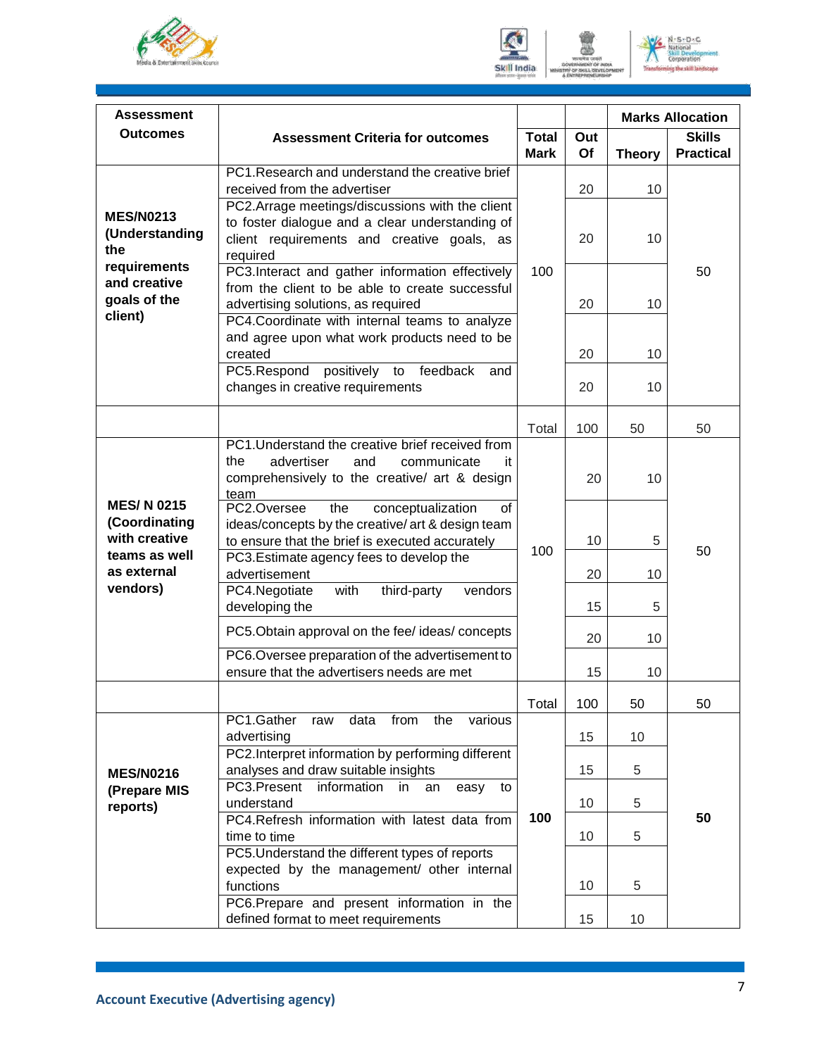| Assessment Outcomes | Assessment Criteria for outcomes | Total Mark | Out Of | Marks Allocation | |
|---|---|---|---|---|---|
| | | | | Theory | Skills Practical |
| **MES/N0213 (Understanding the requirements and creative goals of the client)** | PC1.Research and understand the creative brief received from the advertiser | 100 | 20 | 10 | 50 |
| | PC2.Arrage meetings/discussions with the client to foster dialogue and a clear understanding of client requirements and creative goals, as required | | 20 | 10 | |
| | PC3.Interact and gather information effectively from the client to be able to create successful advertising solutions, as required | | 20 | 10 | |
| | PC4.Coordinate with internal teams to analyze and agree upon what work products need to be created | | 20 | 10 | |
| | PC5.Respond positively to feedback and changes in creative requirements | | 20 | 10 | |
| | | Total | 100 | 50 | 50 |
| **MES/ N 0215 (Coordinating with creative teams as well as external vendors)** | PC1.Understand the creative brief received from the advertiser and communicate it comprehensively to the creative/ art & design team | 100 | 20 | 10 | 50 |
| | PC2.Oversee the conceptualization of ideas/concepts by the creative/ art & design team to ensure that the brief is executed accurately | | 10 | 5 | |
| | PC3.Estimate agency fees to develop the advertisement | | 20 | 10 | |
| | PC4.Negotiate with third-party vendors developing the | | 15 | 5 | |
| | PC5.Obtain approval on the fee/ ideas/ concepts | | 20 | 10 | |
| | PC6.Oversee preparation of the advertisement to ensure that the advertisers needs are met | | 15 | 10 | |
| | | Total | 100 | 50 | 50 |
| **MES/N0216 (Prepare MIS reports)** | PC1.Gather raw data from the various advertising | **100** | 15 | 10 | **50** |
| | PC2.Interpret information by performing different analyses and draw suitable insights | | 15 | 5 | |
| | PC3.Present information in an easy to understand | | 10 | 5 | |
| | PC4.Refresh information with latest data from time to time | | 10 | 5 | |
| | PC5.Understand the different types of reports expected by the management/ other internal functions | | 10 | 5 | |
| | PC6.Prepare and present information in the defined format to meet requirements | | 15 | 10 | |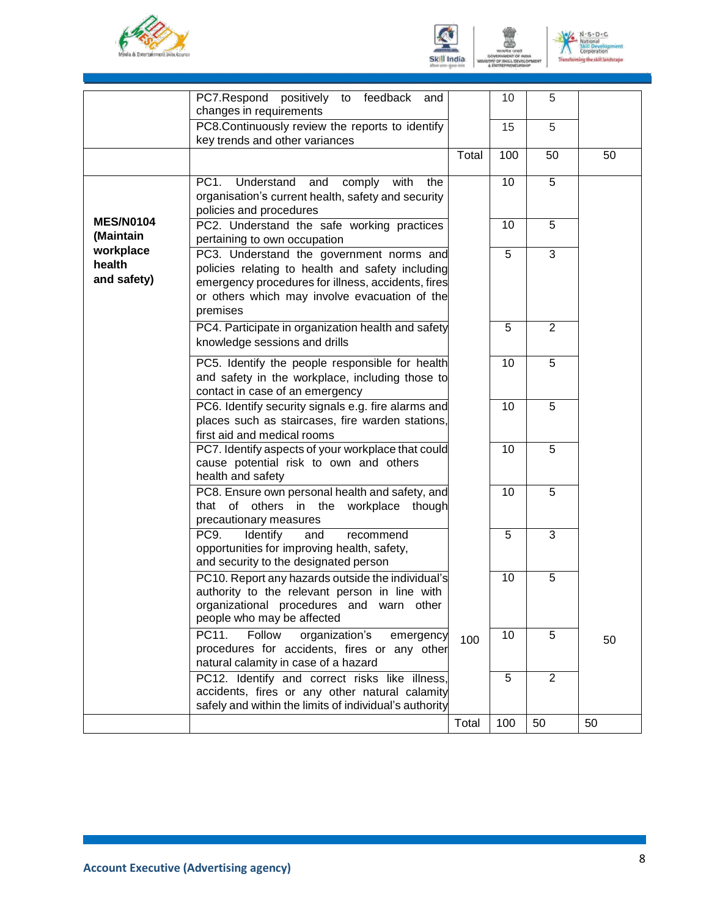| | | | | | |
|---|---|---|---|---|---|
| | PC7.Respond positively to feedback and changes in requirements | | 10 | 5 | |
| | PC8.Continuously review the reports to identify key trends and other variances | | 15 | 5 | |
| | | Total | 100 | 50 | 50 |
| **MES/N0104 (Maintain workplace health and safety)** | PC1. Understand and comply with the organisation's current health, safety and security policies and procedures | 100 | 10 | 5 | 50 |
| | PC2. Understand the safe working practices pertaining to own occupation | | 10 | 5 | |
| | PC3. Understand the government norms and policies relating to health and safety including emergency procedures for illness, accidents, fires or others which may involve evacuation of the premises | | 5 | 3 | |
| | PC4. Participate in organization health and safety knowledge sessions and drills | | 5 | 2 | |
| | PC5. Identify the people responsible for health and safety in the workplace, including those to contact in case of an emergency | | 10 | 5 | |
| | PC6. Identify security signals e.g. fire alarms and places such as staircases, fire warden stations, first aid and medical rooms | | 10 | 5 | |
| | PC7. Identify aspects of your workplace that could cause potential risk to own and others health and safety | | 10 | 5 | |
| | PC8. Ensure own personal health and safety, and that of others in the workplace though precautionary measures | | 10 | 5 | |
| | PC9. Identify and recommend opportunities for improving health, safety, and security to the designated person | | 5 | 3 | |
| | PC10. Report any hazards outside the individual's authority to the relevant person in line with organizational procedures and warn other people who may be affected | | 10 | 5 | |
| | PC11. Follow organization's emergency procedures for accidents, fires or any other natural calamity in case of a hazard | | 10 | 5 | |
| | PC12. Identify and correct risks like illness, accidents, fires or any other natural calamity safely and within the limits of individual's authority | | 5 | 2 | |
| | | Total | 100 | 50 | 50 |

Account Executive (Advertising agency)